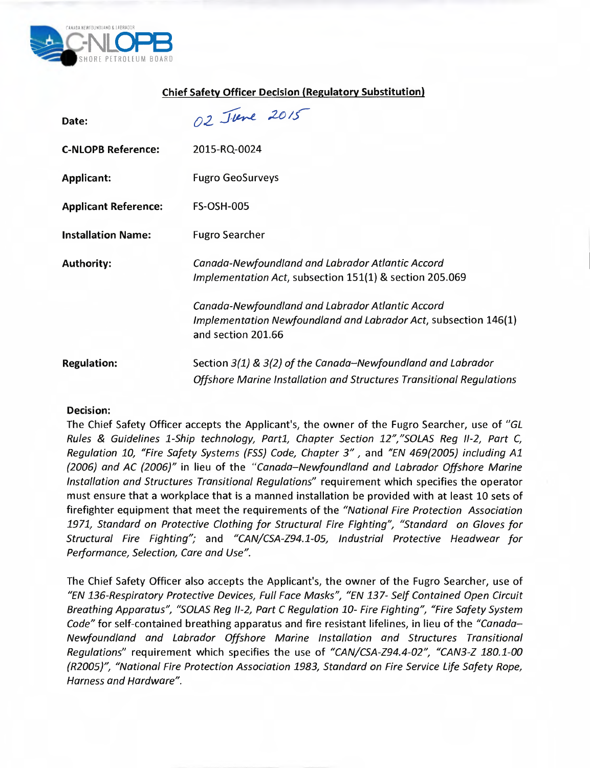CANADA NEWFOUNDLAND & LABRADOR
C-NLOPB
OFFSHORE PETROLEUM BOARD

## Chief Safety Officer Decision (Regulatory Substitution)

| | |
|---|---|
| **Date:** | 02 June 2015 |
| **C-NLOPB Reference:** | 2015-RQ-0024 |
| **Applicant:** | Fugro GeoSurveys |
| **Applicant Reference:** | FS-OSH-005 |
| **Installation Name:** | Fugro Searcher |
| **Authority:** | *Canada-Newfoundland and Labrador Atlantic Accord Implementation Act*, subsection 151(1) & section 205.069<br><br>*Canada-Newfoundland and Labrador Atlantic Accord Implementation Newfoundland and Labrador Act*, subsection 146(1) and section 201.66 |
| **Regulation:** | Section *3(1) & 3(2) of the Canada–Newfoundland and Labrador Offshore Marine Installation and Structures Transitional Regulations* |

**Decision:**

The Chief Safety Officer accepts the Applicant's, the owner of the Fugro Searcher, use of *"GL Rules & Guidelines 1-Ship technology, Part1, Chapter Section 12","SOLAS Reg II-2, Part C, Regulation 10, "Fire Safety Systems (FSS) Code, Chapter 3"* , and *"EN 469(2005) including A1 (2006) and AC (2006)"* in lieu of the *"Canada–Newfoundland and Labrador Offshore Marine Installation and Structures Transitional Regulations*" requirement which specifies the operator must ensure that a workplace that is a manned installation be provided with at least 10 sets of firefighter equipment that meet the requirements of the *"National Fire Protection Association 1971, Standard on Protective Clothing for Structural Fire Fighting", "Standard on Gloves for Structural Fire Fighting";* and *"CAN/CSA-Z94.1-05, Industrial Protective Headwear for Performance, Selection, Care and Use"*.

The Chief Safety Officer also accepts the Applicant's, the owner of the Fugro Searcher, use of *"EN 136-Respiratory Protective Devices, Full Face Masks", "EN 137- Self Contained Open Circuit Breathing Apparatus", "SOLAS Reg II-2, Part C Regulation 10- Fire Fighting", "Fire Safety System Code"* for self-contained breathing apparatus and fire resistant lifelines, in lieu of the *"Canada–Newfoundland and Labrador Offshore Marine Installation and Structures Transitional Regulations*" requirement which specifies the use of *"CAN/CSA-Z94.4-02", "CAN3-Z 180.1-00 (R2005)", "National Fire Protection Association 1983, Standard on Fire Service Life Safety Rope, Harness and Hardware"*.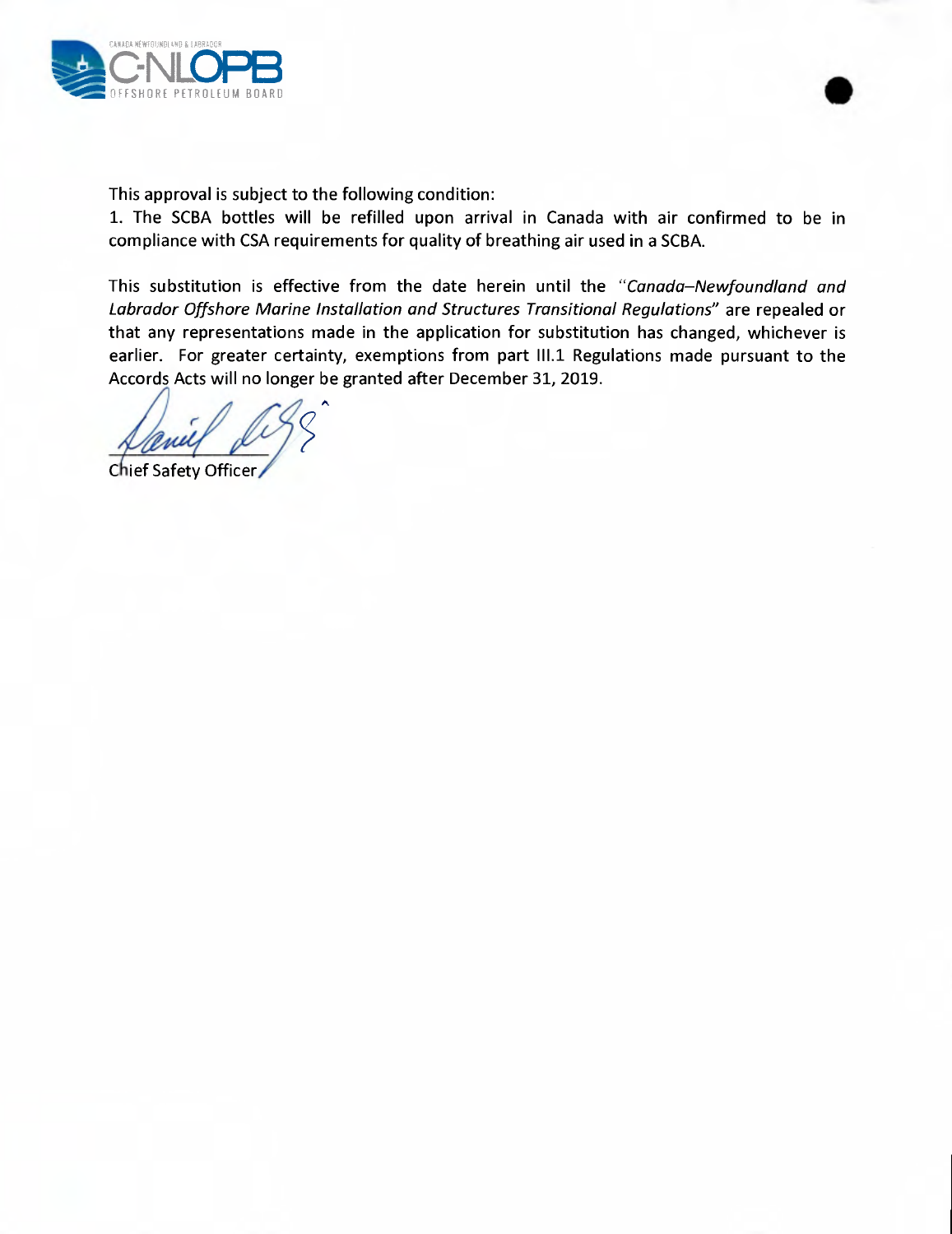This approval is subject to the following condition:

1. The SCBA bottles will be refilled upon arrival in Canada with air confirmed to be in compliance with CSA requirements for quality of breathing air used in a SCBA.

This substitution is effective from the date herein until the "*Canada–Newfoundland and Labrador Offshore Marine Installation and Structures Transitional Regulations*" are repealed or that any representations made in the application for substitution has changed, whichever is earlier. For greater certainty, exemptions from part III.1 Regulations made pursuant to the Accords Acts will no longer be granted after December 31, 2019.

Chief Safety Officer